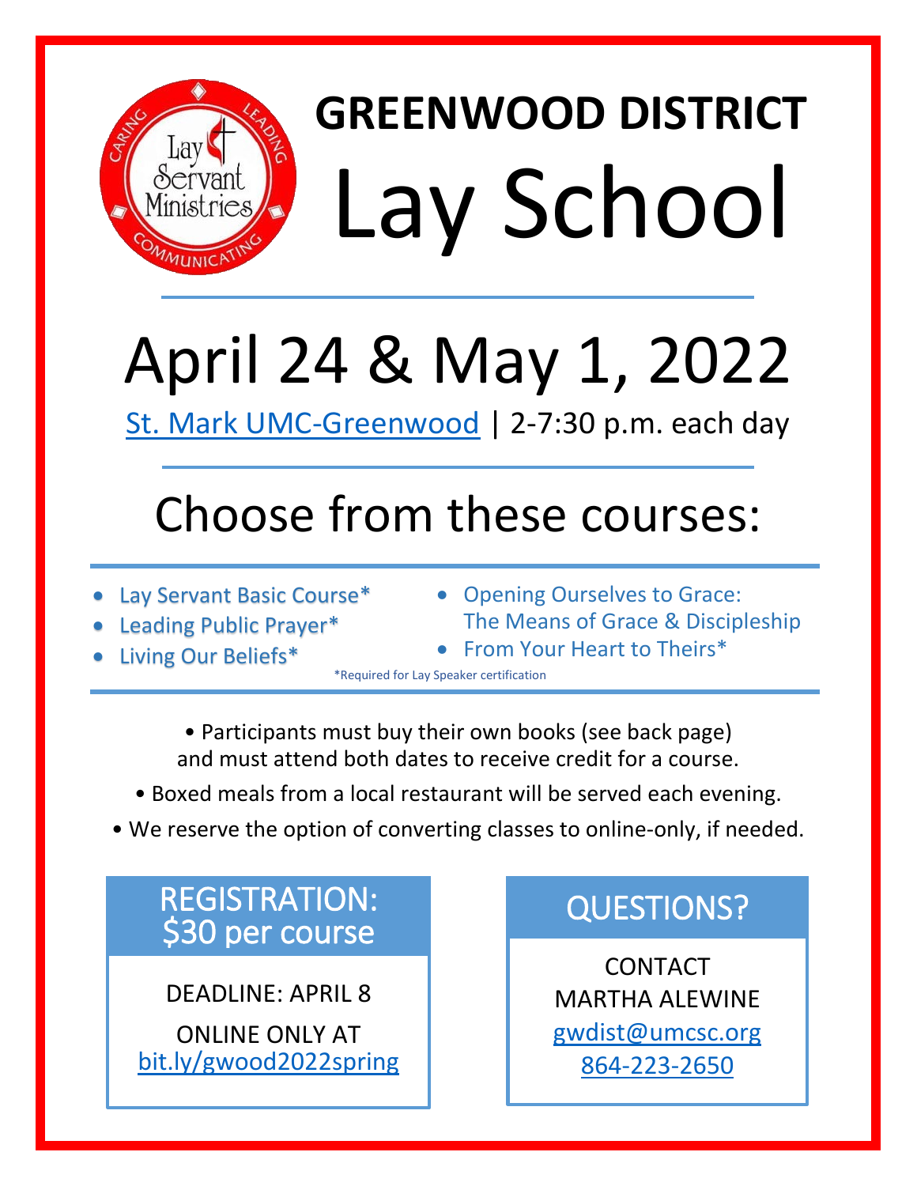# GREENWOOD DISTRICT

# Lay School

## April 24 & May 1, 2022

St. Mark UMC-Greenwood | 2-7:30 p.m. each day

## Choose from these courses:

- Lay Servant Basic Course*
- Leading Public Prayer*
- Living Our Beliefs*
- Opening Ourselves to Grace: The Means of Grace & Discipleship
- From Your Heart to Theirs*

*Required for Lay Speaker certification

- Participants must buy their own books (see back page) and must attend both dates to receive credit for a course.
- Boxed meals from a local restaurant will be served each evening.
- We reserve the option of converting classes to online-only, if needed.

### REGISTRATION: $30 per course

DEADLINE: APRIL 8

ONLINE ONLY AT bit.ly/gwood2022spring

### QUESTIONS?

CONTACT
MARTHA ALEWINE
gwdist@umcsc.org
864-223-2650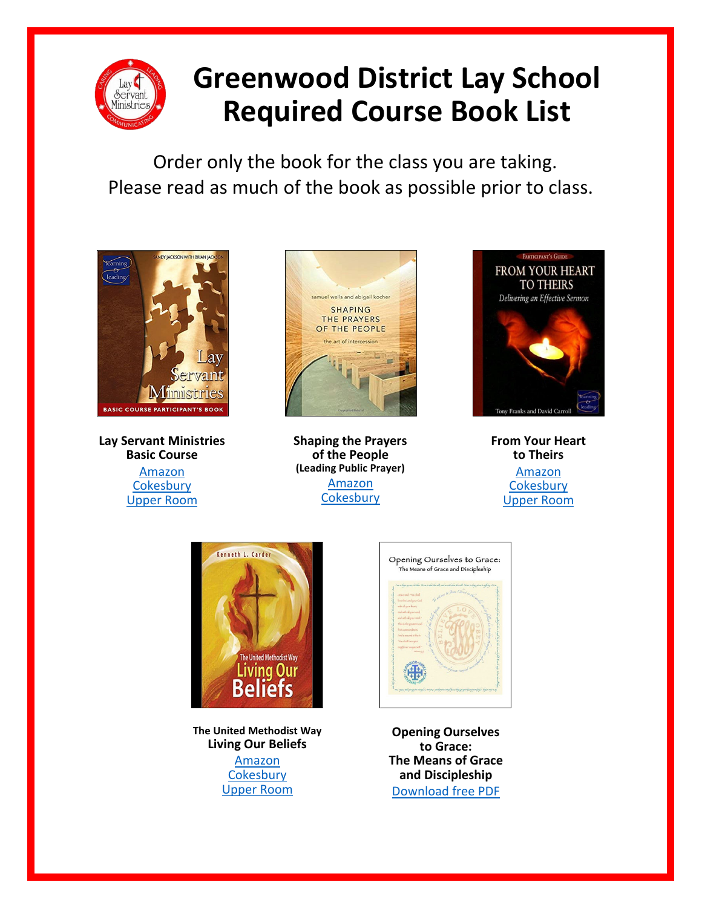# Greenwood District Lay School Required Course Book List

Order only the book for the class you are taking.
Please read as much of the book as possible prior to class.

**Lay Servant Ministries Basic Course**
Amazon
Cokesbury
Upper Room

**Shaping the Prayers of the People**
**(Leading Public Prayer)**
Amazon
Cokesbury

**From Your Heart to Theirs**
Amazon
Cokesbury
Upper Room

**The United Methodist Way**
**Living Our Beliefs**
Amazon
Cokesbury
Upper Room

**Opening Ourselves to Grace: The Means of Grace and Discipleship**
Download free PDF